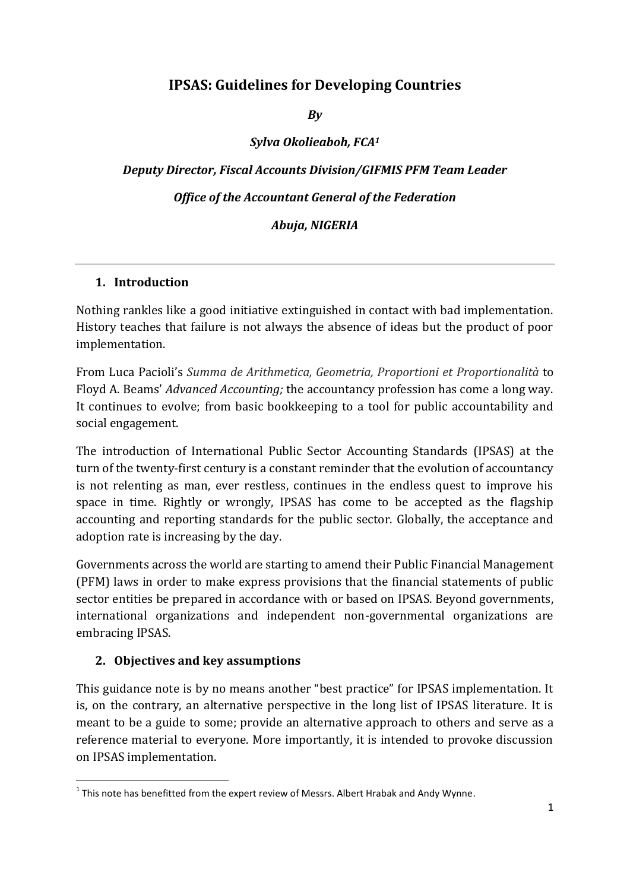# IPSAS: Guidelines for Developing Countries

***By***

***Sylva Okolieaboh, FCA[1]***

***Deputy Director, Fiscal Accounts Division/GIFMIS PFM Team Leader***

***Office of the Accountant General of the Federation***

***Abuja, NIGERIA***

---

## 1. Introduction

Nothing rankles like a good initiative extinguished in contact with bad implementation. History teaches that failure is not always the absence of ideas but the product of poor implementation.

From Luca Pacioli's *Summa de Arithmetica, Geometria, Proportioni et Proportionalità* to Floyd A. Beams' *Advanced Accounting;* the accountancy profession has come a long way. It continues to evolve; from basic bookkeeping to a tool for public accountability and social engagement.

The introduction of International Public Sector Accounting Standards (IPSAS) at the turn of the twenty-first century is a constant reminder that the evolution of accountancy is not relenting as man, ever restless, continues in the endless quest to improve his space in time. Rightly or wrongly, IPSAS has come to be accepted as the flagship accounting and reporting standards for the public sector. Globally, the acceptance and adoption rate is increasing by the day.

Governments across the world are starting to amend their Public Financial Management (PFM) laws in order to make express provisions that the financial statements of public sector entities be prepared in accordance with or based on IPSAS. Beyond governments, international organizations and independent non-governmental organizations are embracing IPSAS.

## 2. Objectives and key assumptions

This guidance note is by no means another "best practice" for IPSAS implementation. It is, on the contrary, an alternative perspective in the long list of IPSAS literature. It is meant to be a guide to some; provide an alternative approach to others and serve as a reference material to everyone. More importantly, it is intended to provoke discussion on IPSAS implementation.

---

[1] This note has benefitted from the expert review of Messrs. Albert Hrabak and Andy Wynne.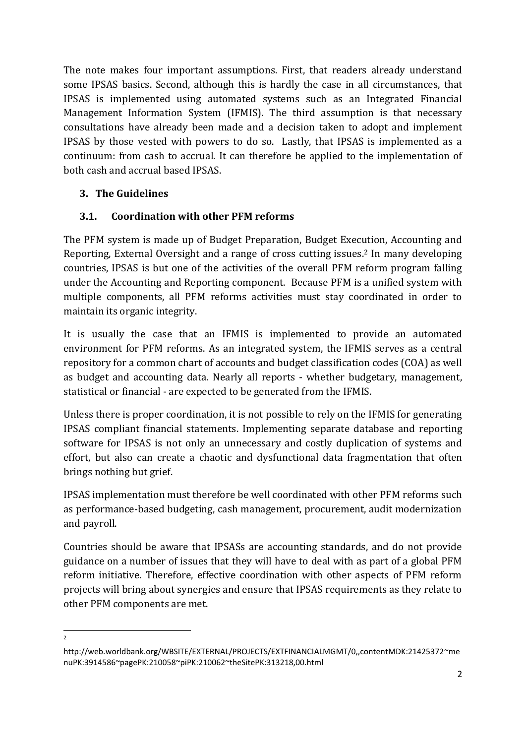The note makes four important assumptions. First, that readers already understand some IPSAS basics. Second, although this is hardly the case in all circumstances, that IPSAS is implemented using automated systems such as an Integrated Financial Management Information System (IFMIS). The third assumption is that necessary consultations have already been made and a decision taken to adopt and implement IPSAS by those vested with powers to do so. Lastly, that IPSAS is implemented as a continuum: from cash to accrual. It can therefore be applied to the implementation of both cash and accrual based IPSAS.

## 3. The Guidelines

### 3.1. Coordination with other PFM reforms

The PFM system is made up of Budget Preparation, Budget Execution, Accounting and Reporting, External Oversight and a range of cross cutting issues.[2] In many developing countries, IPSAS is but one of the activities of the overall PFM reform program falling under the Accounting and Reporting component. Because PFM is a unified system with multiple components, all PFM reforms activities must stay coordinated in order to maintain its organic integrity.

It is usually the case that an IFMIS is implemented to provide an automated environment for PFM reforms. As an integrated system, the IFMIS serves as a central repository for a common chart of accounts and budget classification codes (COA) as well as budget and accounting data. Nearly all reports - whether budgetary, management, statistical or financial - are expected to be generated from the IFMIS.

Unless there is proper coordination, it is not possible to rely on the IFMIS for generating IPSAS compliant financial statements. Implementing separate database and reporting software for IPSAS is not only an unnecessary and costly duplication of systems and effort, but also can create a chaotic and dysfunctional data fragmentation that often brings nothing but grief.

IPSAS implementation must therefore be well coordinated with other PFM reforms such as performance-based budgeting, cash management, procurement, audit modernization and payroll.

Countries should be aware that IPSASs are accounting standards, and do not provide guidance on a number of issues that they will have to deal with as part of a global PFM reform initiative. Therefore, effective coordination with other aspects of PFM reform projects will bring about synergies and ensure that IPSAS requirements as they relate to other PFM components are met.

---

[2] http://web.worldbank.org/WBSITE/EXTERNAL/PROJECTS/EXTFINANCIALMGMT/0,,contentMDK:21425372~menuPK:3914586~pagePK:210058~piPK:210062~theSitePK:313218,00.html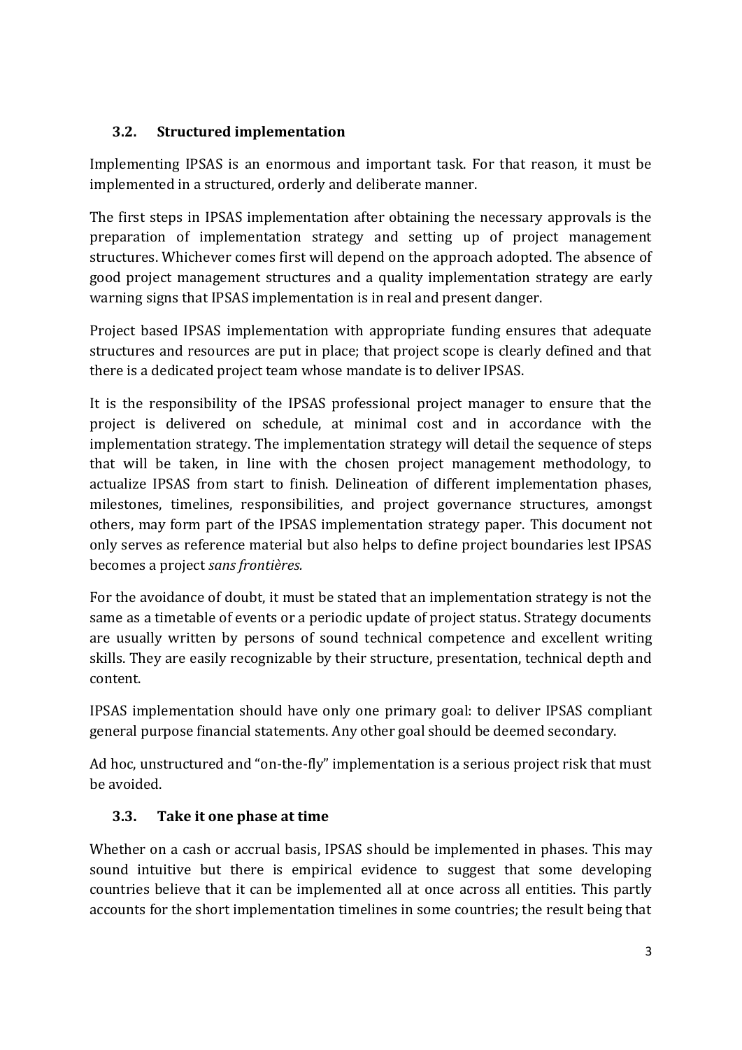### 3.2. Structured implementation

Implementing IPSAS is an enormous and important task. For that reason, it must be implemented in a structured, orderly and deliberate manner.

The first steps in IPSAS implementation after obtaining the necessary approvals is the preparation of implementation strategy and setting up of project management structures. Whichever comes first will depend on the approach adopted. The absence of good project management structures and a quality implementation strategy are early warning signs that IPSAS implementation is in real and present danger.

Project based IPSAS implementation with appropriate funding ensures that adequate structures and resources are put in place; that project scope is clearly defined and that there is a dedicated project team whose mandate is to deliver IPSAS.

It is the responsibility of the IPSAS professional project manager to ensure that the project is delivered on schedule, at minimal cost and in accordance with the implementation strategy. The implementation strategy will detail the sequence of steps that will be taken, in line with the chosen project management methodology, to actualize IPSAS from start to finish. Delineation of different implementation phases, milestones, timelines, responsibilities, and project governance structures, amongst others, may form part of the IPSAS implementation strategy paper. This document not only serves as reference material but also helps to define project boundaries lest IPSAS becomes a project *sans frontières.*

For the avoidance of doubt, it must be stated that an implementation strategy is not the same as a timetable of events or a periodic update of project status. Strategy documents are usually written by persons of sound technical competence and excellent writing skills. They are easily recognizable by their structure, presentation, technical depth and content.

IPSAS implementation should have only one primary goal: to deliver IPSAS compliant general purpose financial statements. Any other goal should be deemed secondary.

Ad hoc, unstructured and "on-the-fly" implementation is a serious project risk that must be avoided.

### 3.3. Take it one phase at time

Whether on a cash or accrual basis, IPSAS should be implemented in phases. This may sound intuitive but there is empirical evidence to suggest that some developing countries believe that it can be implemented all at once across all entities. This partly accounts for the short implementation timelines in some countries; the result being that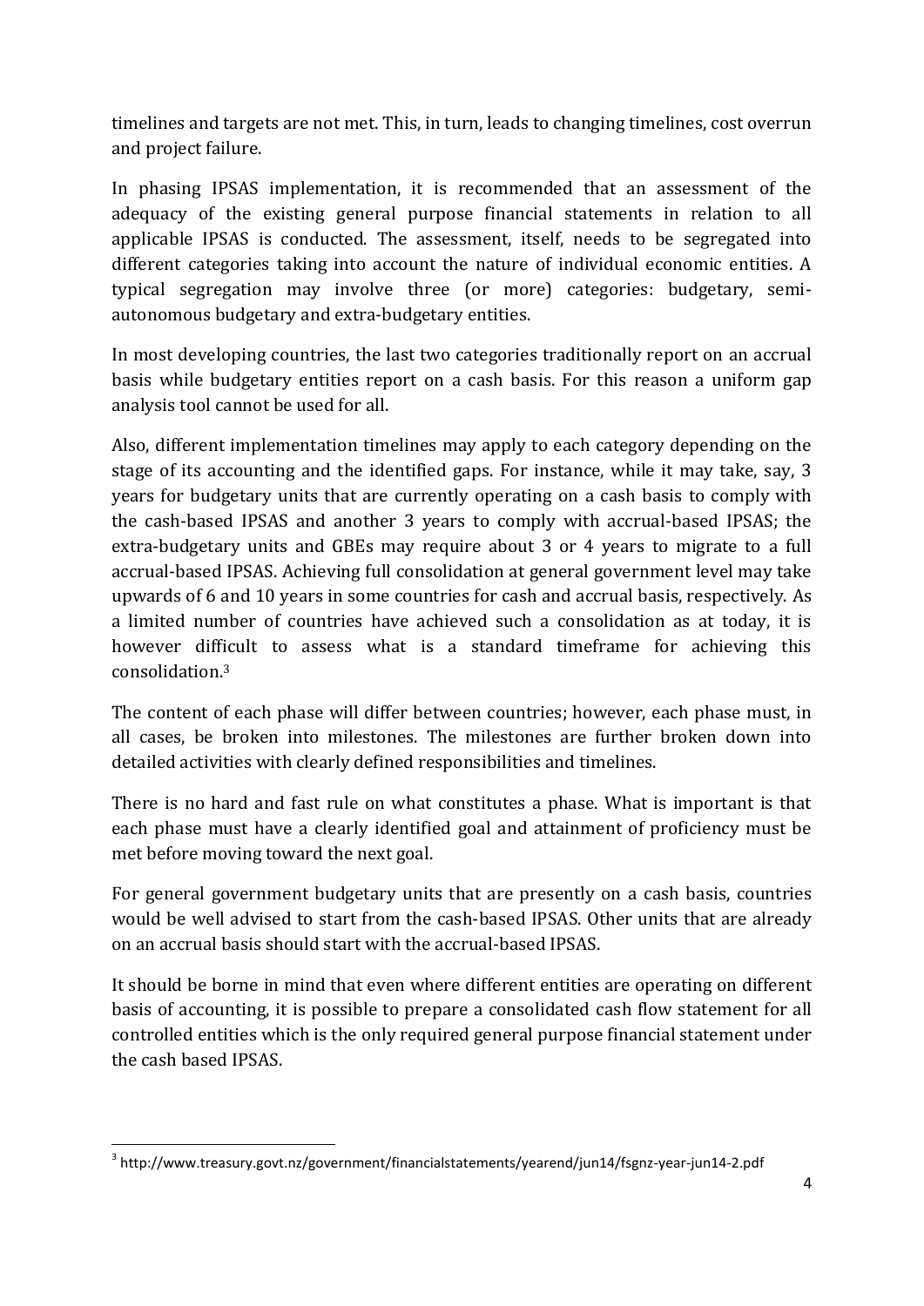timelines and targets are not met. This, in turn, leads to changing timelines, cost overrun and project failure.

In phasing IPSAS implementation, it is recommended that an assessment of the adequacy of the existing general purpose financial statements in relation to all applicable IPSAS is conducted. The assessment, itself, needs to be segregated into different categories taking into account the nature of individual economic entities. A typical segregation may involve three (or more) categories: budgetary, semi-autonomous budgetary and extra-budgetary entities.

In most developing countries, the last two categories traditionally report on an accrual basis while budgetary entities report on a cash basis. For this reason a uniform gap analysis tool cannot be used for all.

Also, different implementation timelines may apply to each category depending on the stage of its accounting and the identified gaps. For instance, while it may take, say, 3 years for budgetary units that are currently operating on a cash basis to comply with the cash-based IPSAS and another 3 years to comply with accrual-based IPSAS; the extra-budgetary units and GBEs may require about 3 or 4 years to migrate to a full accrual-based IPSAS. Achieving full consolidation at general government level may take upwards of 6 and 10 years in some countries for cash and accrual basis, respectively. As a limited number of countries have achieved such a consolidation as at today, it is however difficult to assess what is a standard timeframe for achieving this consolidation.[3]

The content of each phase will differ between countries; however, each phase must, in all cases, be broken into milestones. The milestones are further broken down into detailed activities with clearly defined responsibilities and timelines.

There is no hard and fast rule on what constitutes a phase. What is important is that each phase must have a clearly identified goal and attainment of proficiency must be met before moving toward the next goal.

For general government budgetary units that are presently on a cash basis, countries would be well advised to start from the cash-based IPSAS. Other units that are already on an accrual basis should start with the accrual-based IPSAS.

It should be borne in mind that even where different entities are operating on different basis of accounting, it is possible to prepare a consolidated cash flow statement for all controlled entities which is the only required general purpose financial statement under the cash based IPSAS.

---

[3] http://www.treasury.govt.nz/government/financialstatements/yearend/jun14/fsgnz-year-jun14-2.pdf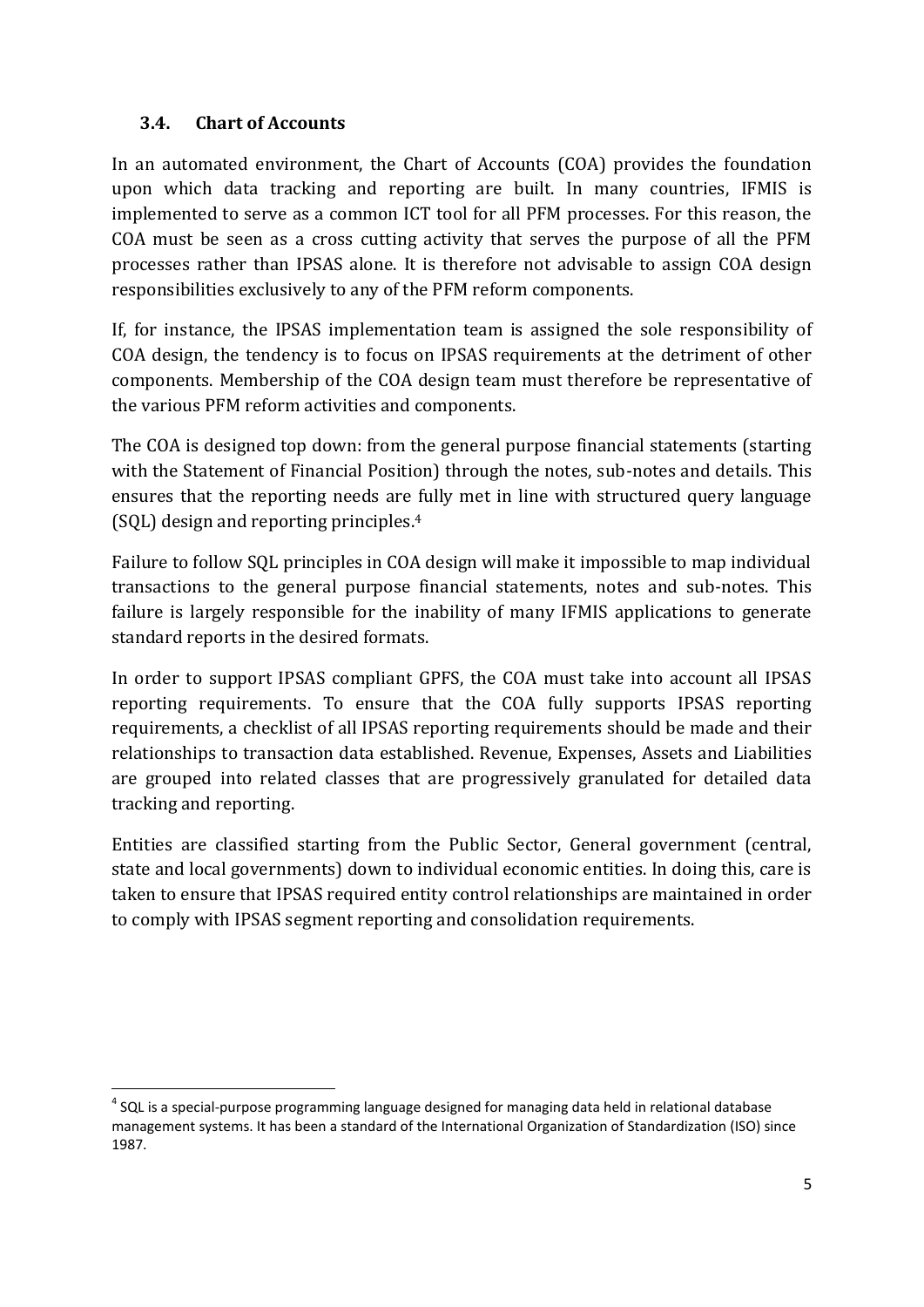### 3.4. Chart of Accounts

In an automated environment, the Chart of Accounts (COA) provides the foundation upon which data tracking and reporting are built. In many countries, IFMIS is implemented to serve as a common ICT tool for all PFM processes. For this reason, the COA must be seen as a cross cutting activity that serves the purpose of all the PFM processes rather than IPSAS alone. It is therefore not advisable to assign COA design responsibilities exclusively to any of the PFM reform components.

If, for instance, the IPSAS implementation team is assigned the sole responsibility of COA design, the tendency is to focus on IPSAS requirements at the detriment of other components. Membership of the COA design team must therefore be representative of the various PFM reform activities and components.

The COA is designed top down: from the general purpose financial statements (starting with the Statement of Financial Position) through the notes, sub-notes and details. This ensures that the reporting needs are fully met in line with structured query language (SQL) design and reporting principles.[4]

Failure to follow SQL principles in COA design will make it impossible to map individual transactions to the general purpose financial statements, notes and sub-notes. This failure is largely responsible for the inability of many IFMIS applications to generate standard reports in the desired formats.

In order to support IPSAS compliant GPFS, the COA must take into account all IPSAS reporting requirements. To ensure that the COA fully supports IPSAS reporting requirements, a checklist of all IPSAS reporting requirements should be made and their relationships to transaction data established. Revenue, Expenses, Assets and Liabilities are grouped into related classes that are progressively granulated for detailed data tracking and reporting.

Entities are classified starting from the Public Sector, General government (central, state and local governments) down to individual economic entities. In doing this, care is taken to ensure that IPSAS required entity control relationships are maintained in order to comply with IPSAS segment reporting and consolidation requirements.

---

[4] SQL is a special-purpose programming language designed for managing data held in relational database management systems. It has been a standard of the International Organization of Standardization (ISO) since 1987.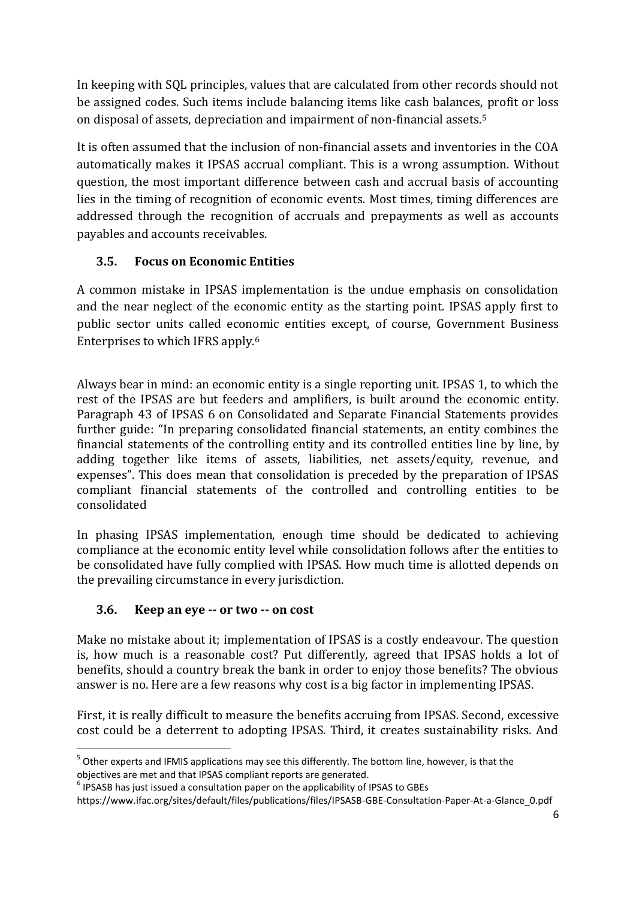In keeping with SQL principles, values that are calculated from other records should not be assigned codes. Such items include balancing items like cash balances, profit or loss on disposal of assets, depreciation and impairment of non-financial assets.[5]

It is often assumed that the inclusion of non-financial assets and inventories in the COA automatically makes it IPSAS accrual compliant. This is a wrong assumption. Without question, the most important difference between cash and accrual basis of accounting lies in the timing of recognition of economic events. Most times, timing differences are addressed through the recognition of accruals and prepayments as well as accounts payables and accounts receivables.

### 3.5. Focus on Economic Entities

A common mistake in IPSAS implementation is the undue emphasis on consolidation and the near neglect of the economic entity as the starting point. IPSAS apply first to public sector units called economic entities except, of course, Government Business Enterprises to which IFRS apply.[6]

Always bear in mind: an economic entity is a single reporting unit. IPSAS 1, to which the rest of the IPSAS are but feeders and amplifiers, is built around the economic entity. Paragraph 43 of IPSAS 6 on Consolidated and Separate Financial Statements provides further guide: "In preparing consolidated financial statements, an entity combines the financial statements of the controlling entity and its controlled entities line by line, by adding together like items of assets, liabilities, net assets/equity, revenue, and expenses". This does mean that consolidation is preceded by the preparation of IPSAS compliant financial statements of the controlled and controlling entities to be consolidated

In phasing IPSAS implementation, enough time should be dedicated to achieving compliance at the economic entity level while consolidation follows after the entities to be consolidated have fully complied with IPSAS. How much time is allotted depends on the prevailing circumstance in every jurisdiction.

### 3.6. Keep an eye -- or two -- on cost

Make no mistake about it; implementation of IPSAS is a costly endeavour. The question is, how much is a reasonable cost? Put differently, agreed that IPSAS holds a lot of benefits, should a country break the bank in order to enjoy those benefits? The obvious answer is no. Here are a few reasons why cost is a big factor in implementing IPSAS.

First, it is really difficult to measure the benefits accruing from IPSAS. Second, excessive cost could be a deterrent to adopting IPSAS. Third, it creates sustainability risks. And

---

[5] Other experts and IFMIS applications may see this differently. The bottom line, however, is that the objectives are met and that IPSAS compliant reports are generated.

[6] IPSASB has just issued a consultation paper on the applicability of IPSAS to GBEs https://www.ifac.org/sites/default/files/publications/files/IPSASB-GBE-Consultation-Paper-At-a-Glance_0.pdf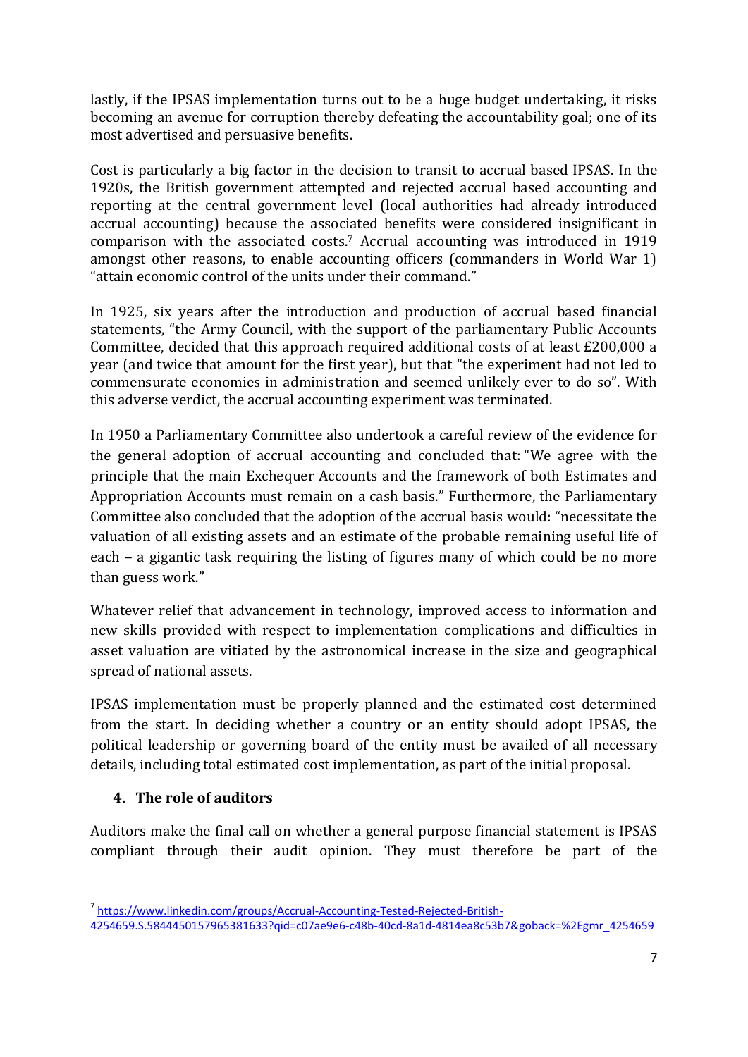lastly, if the IPSAS implementation turns out to be a huge budget undertaking, it risks becoming an avenue for corruption thereby defeating the accountability goal; one of its most advertised and persuasive benefits.

Cost is particularly a big factor in the decision to transit to accrual based IPSAS. In the 1920s, the British government attempted and rejected accrual based accounting and reporting at the central government level (local authorities had already introduced accrual accounting) because the associated benefits were considered insignificant in comparison with the associated costs.[7] Accrual accounting was introduced in 1919 amongst other reasons, to enable accounting officers (commanders in World War 1) "attain economic control of the units under their command."

In 1925, six years after the introduction and production of accrual based financial statements, "the Army Council, with the support of the parliamentary Public Accounts Committee, decided that this approach required additional costs of at least £200,000 a year (and twice that amount for the first year), but that "the experiment had not led to commensurate economies in administration and seemed unlikely ever to do so". With this adverse verdict, the accrual accounting experiment was terminated.

In 1950 a Parliamentary Committee also undertook a careful review of the evidence for the general adoption of accrual accounting and concluded that: "We agree with the principle that the main Exchequer Accounts and the framework of both Estimates and Appropriation Accounts must remain on a cash basis." Furthermore, the Parliamentary Committee also concluded that the adoption of the accrual basis would: "necessitate the valuation of all existing assets and an estimate of the probable remaining useful life of each – a gigantic task requiring the listing of figures many of which could be no more than guess work."

Whatever relief that advancement in technology, improved access to information and new skills provided with respect to implementation complications and difficulties in asset valuation are vitiated by the astronomical increase in the size and geographical spread of national assets.

IPSAS implementation must be properly planned and the estimated cost determined from the start. In deciding whether a country or an entity should adopt IPSAS, the political leadership or governing board of the entity must be availed of all necessary details, including total estimated cost implementation, as part of the initial proposal.

## 4. The role of auditors

Auditors make the final call on whether a general purpose financial statement is IPSAS compliant through their audit opinion. They must therefore be part of the

[7] https://www.linkedin.com/groups/Accrual-Accounting-Tested-Rejected-British-4254659.S.5844450157965381633?qid=c07ae9e6-c48b-40cd-8a1d-4814ea8c53b7&goback=%2Egmr_4254659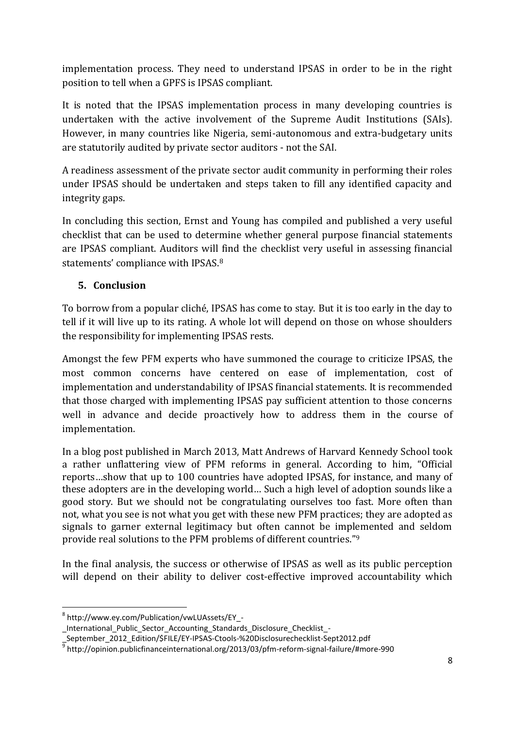implementation process. They need to understand IPSAS in order to be in the right position to tell when a GPFS is IPSAS compliant.

It is noted that the IPSAS implementation process in many developing countries is undertaken with the active involvement of the Supreme Audit Institutions (SAIs). However, in many countries like Nigeria, semi-autonomous and extra-budgetary units are statutorily audited by private sector auditors - not the SAI.

A readiness assessment of the private sector audit community in performing their roles under IPSAS should be undertaken and steps taken to fill any identified capacity and integrity gaps.

In concluding this section, Ernst and Young has compiled and published a very useful checklist that can be used to determine whether general purpose financial statements are IPSAS compliant. Auditors will find the checklist very useful in assessing financial statements' compliance with IPSAS.[8]

## 5. Conclusion

To borrow from a popular cliché, IPSAS has come to stay. But it is too early in the day to tell if it will live up to its rating. A whole lot will depend on those on whose shoulders the responsibility for implementing IPSAS rests.

Amongst the few PFM experts who have summoned the courage to criticize IPSAS, the most common concerns have centered on ease of implementation, cost of implementation and understandability of IPSAS financial statements. It is recommended that those charged with implementing IPSAS pay sufficient attention to those concerns well in advance and decide proactively how to address them in the course of implementation.

In a blog post published in March 2013, Matt Andrews of Harvard Kennedy School took a rather unflattering view of PFM reforms in general. According to him, "Official reports…show that up to 100 countries have adopted IPSAS, for instance, and many of these adopters are in the developing world… Such a high level of adoption sounds like a good story. But we should not be congratulating ourselves too fast. More often than not, what you see is not what you get with these new PFM practices; they are adopted as signals to garner external legitimacy but often cannot be implemented and seldom provide real solutions to the PFM problems of different countries."[9]

In the final analysis, the success or otherwise of IPSAS as well as its public perception will depend on their ability to deliver cost-effective improved accountability which

---

[8] http://www.ey.com/Publication/vwLUAssets/EY_-_International_Public_Sector_Accounting_Standards_Disclosure_Checklist_-_September_2012_Edition/$FILE/EY-IPSAS-Ctools-%20Disclosurechecklist-Sept2012.pdf

[9] http://opinion.publicfinanceinternational.org/2013/03/pfm-reform-signal-failure/#more-990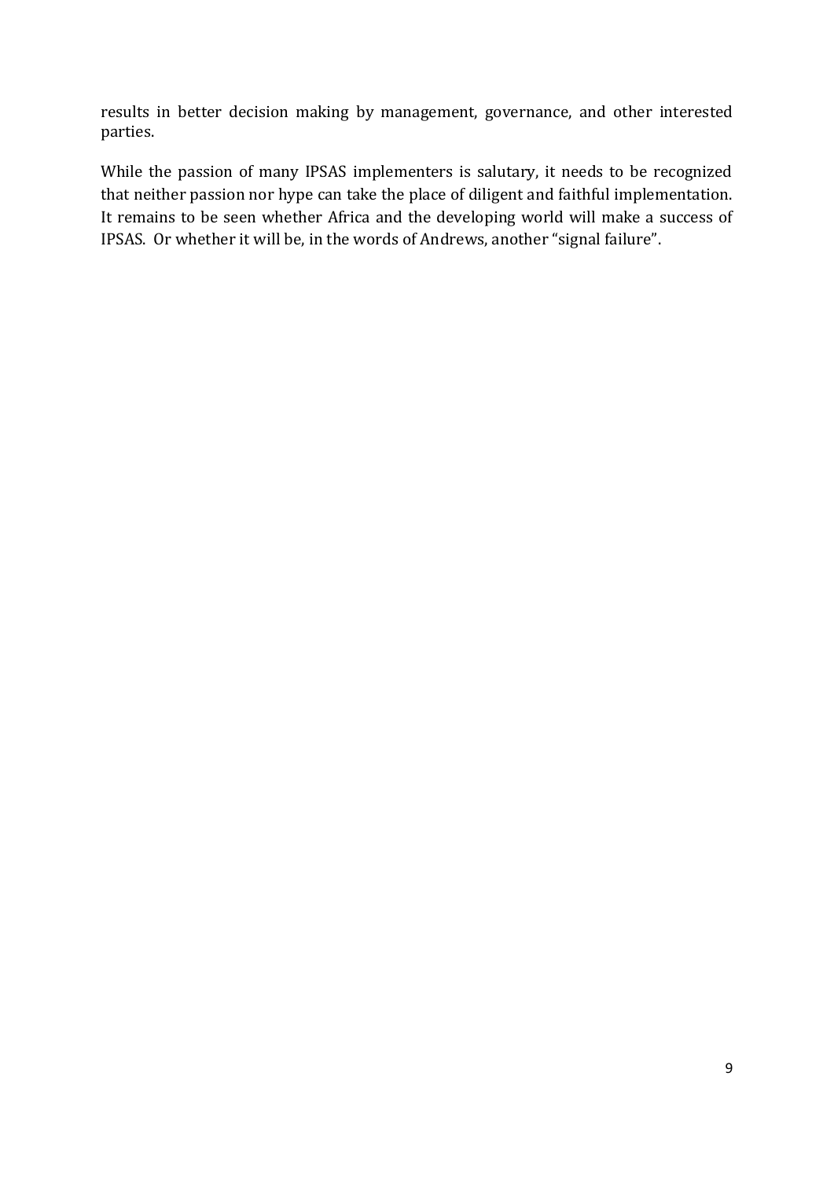results in better decision making by management, governance, and other interested parties.

While the passion of many IPSAS implementers is salutary, it needs to be recognized that neither passion nor hype can take the place of diligent and faithful implementation. It remains to be seen whether Africa and the developing world will make a success of IPSAS. Or whether it will be, in the words of Andrews, another “signal failure”.